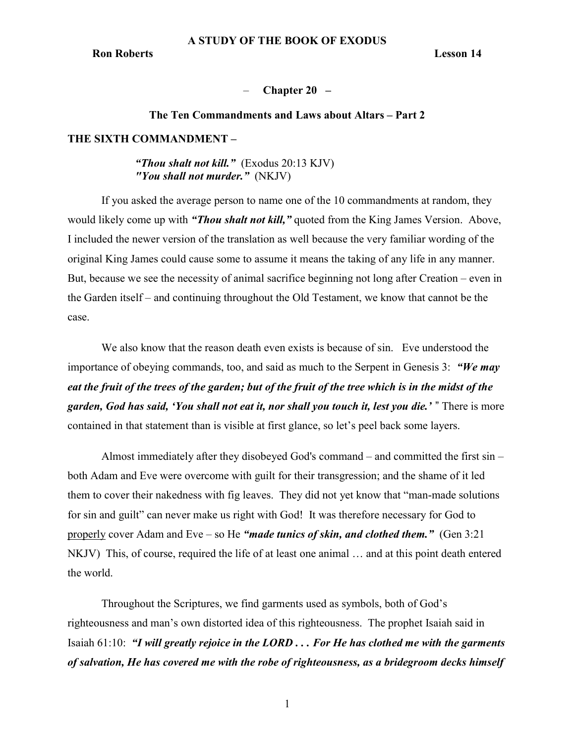**A STUDY OF THE BOOK OF EXODUS**

**Ron Roberts** **Lesson 14**

## – Chapter 20 –

### The Ten Commandments and Laws about Altars – Part 2

**THE SIXTH COMMANDMENT –**

> ***"Thou shalt not kill."*** (Exodus 20:13 KJV)
> ***"You shall not murder."*** (NKJV)

If you asked the average person to name one of the 10 commandments at random, they would likely come up with ***"Thou shalt not kill,"*** quoted from the King James Version. Above, I included the newer version of the translation as well because the very familiar wording of the original King James could cause some to assume it means the taking of any life in any manner. But, because we see the necessity of animal sacrifice beginning not long after Creation – even in the Garden itself – and continuing throughout the Old Testament, we know that cannot be the case.

We also know that the reason death even exists is because of sin. Eve understood the importance of obeying commands, too, and said as much to the Serpent in Genesis 3: ***"We may eat the fruit of the trees of the garden; but of the fruit of the tree which is in the midst of the garden, God has said, 'You shall not eat it, nor shall you touch it, lest you die.' "*** There is more contained in that statement than is visible at first glance, so let's peel back some layers.

Almost immediately after they disobeyed God's command – and committed the first sin – both Adam and Eve were overcome with guilt for their transgression; and the shame of it led them to cover their nakedness with fig leaves. They did not yet know that "man-made solutions for sin and guilt" can never make us right with God! It was therefore necessary for God to <u>properly</u> cover Adam and Eve – so He ***"made tunics of skin, and clothed them."*** (Gen 3:21 NKJV) This, of course, required the life of at least one animal … and at this point death entered the world.

Throughout the Scriptures, we find garments used as symbols, both of God's righteousness and man's own distorted idea of this righteousness. The prophet Isaiah said in Isaiah 61:10: ***"I will greatly rejoice in the LORD . . . For He has clothed me with the garments of salvation, He has covered me with the robe of righteousness, as a bridegroom decks himself***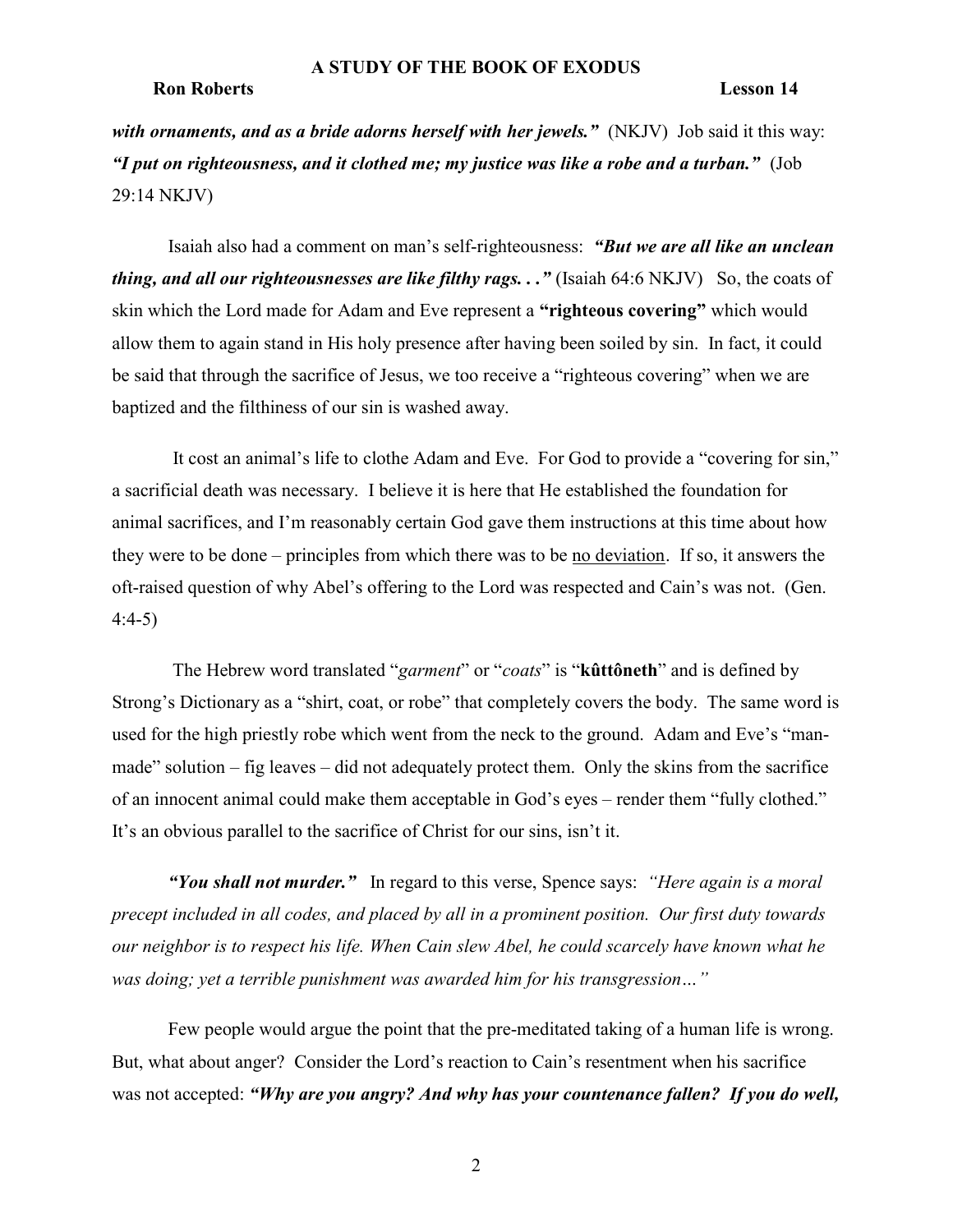***with ornaments, and as a bride adorns herself with her jewels."*** (NKJV) Job said it this way: ***"I put on righteousness, and it clothed me; my justice was like a robe and a turban."*** (Job 29:14 NKJV)

Isaiah also had a comment on man's self-righteousness: ***"But we are all like an unclean thing, and all our righteousnesses are like filthy rags. . ."*** (Isaiah 64:6 NKJV) So, the coats of skin which the Lord made for Adam and Eve represent a **"righteous covering"** which would allow them to again stand in His holy presence after having been soiled by sin. In fact, it could be said that through the sacrifice of Jesus, we too receive a "righteous covering" when we are baptized and the filthiness of our sin is washed away.

It cost an animal's life to clothe Adam and Eve. For God to provide a "covering for sin," a sacrificial death was necessary. I believe it is here that He established the foundation for animal sacrifices, and I'm reasonably certain God gave them instructions at this time about how they were to be done – principles from which there was to be <u>no deviation</u>. If so, it answers the oft-raised question of why Abel's offering to the Lord was respected and Cain's was not. (Gen. 4:4-5)

The Hebrew word translated "*garment*" or "*coats*" is "**kûttôneth**" and is defined by Strong's Dictionary as a "shirt, coat, or robe" that completely covers the body. The same word is used for the high priestly robe which went from the neck to the ground. Adam and Eve's "man-made" solution – fig leaves – did not adequately protect them. Only the skins from the sacrifice of an innocent animal could make them acceptable in God's eyes – render them "fully clothed." It's an obvious parallel to the sacrifice of Christ for our sins, isn't it.

***"You shall not murder."*** In regard to this verse, Spence says: *"Here again is a moral precept included in all codes, and placed by all in a prominent position. Our first duty towards our neighbor is to respect his life. When Cain slew Abel, he could scarcely have known what he was doing; yet a terrible punishment was awarded him for his transgression…"*

Few people would argue the point that the pre-meditated taking of a human life is wrong. But, what about anger? Consider the Lord's reaction to Cain's resentment when his sacrifice was not accepted: ***"Why are you angry? And why has your countenance fallen? If you do well,***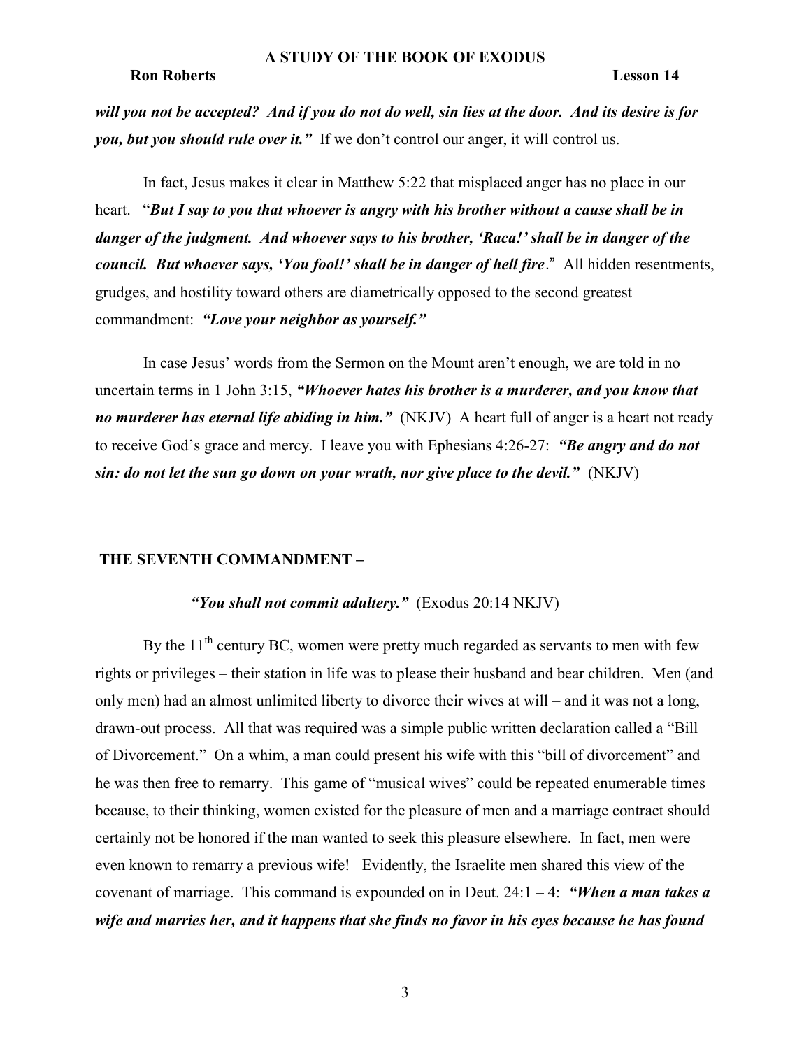***will you not be accepted? And if you do not do well, sin lies at the door. And its desire is for you, but you should rule over it."*** If we don't control our anger, it will control us.

In fact, Jesus makes it clear in Matthew 5:22 that misplaced anger has no place in our heart. "***But I say to you that whoever is angry with his brother without a cause shall be in danger of the judgment. And whoever says to his brother, 'Raca!' shall be in danger of the council. But whoever says, 'You fool!' shall be in danger of hell fire***." All hidden resentments, grudges, and hostility toward others are diametrically opposed to the second greatest commandment: ***"Love your neighbor as yourself."***

In case Jesus' words from the Sermon on the Mount aren't enough, we are told in no uncertain terms in 1 John 3:15, ***"Whoever hates his brother is a murderer, and you know that no murderer has eternal life abiding in him."*** (NKJV) A heart full of anger is a heart not ready to receive God's grace and mercy. I leave you with Ephesians 4:26-27: ***"Be angry and do not sin: do not let the sun go down on your wrath, nor give place to the devil."*** (NKJV)

## THE SEVENTH COMMANDMENT –

***"You shall not commit adultery."*** (Exodus 20:14 NKJV)

By the 11th century BC, women were pretty much regarded as servants to men with few rights or privileges – their station in life was to please their husband and bear children. Men (and only men) had an almost unlimited liberty to divorce their wives at will – and it was not a long, drawn-out process. All that was required was a simple public written declaration called a "Bill of Divorcement." On a whim, a man could present his wife with this "bill of divorcement" and he was then free to remarry. This game of "musical wives" could be repeated enumerable times because, to their thinking, women existed for the pleasure of men and a marriage contract should certainly not be honored if the man wanted to seek this pleasure elsewhere. In fact, men were even known to remarry a previous wife! Evidently, the Israelite men shared this view of the covenant of marriage. This command is expounded on in Deut. 24:1 – 4: ***"When a man takes a wife and marries her, and it happens that she finds no favor in his eyes because he has found***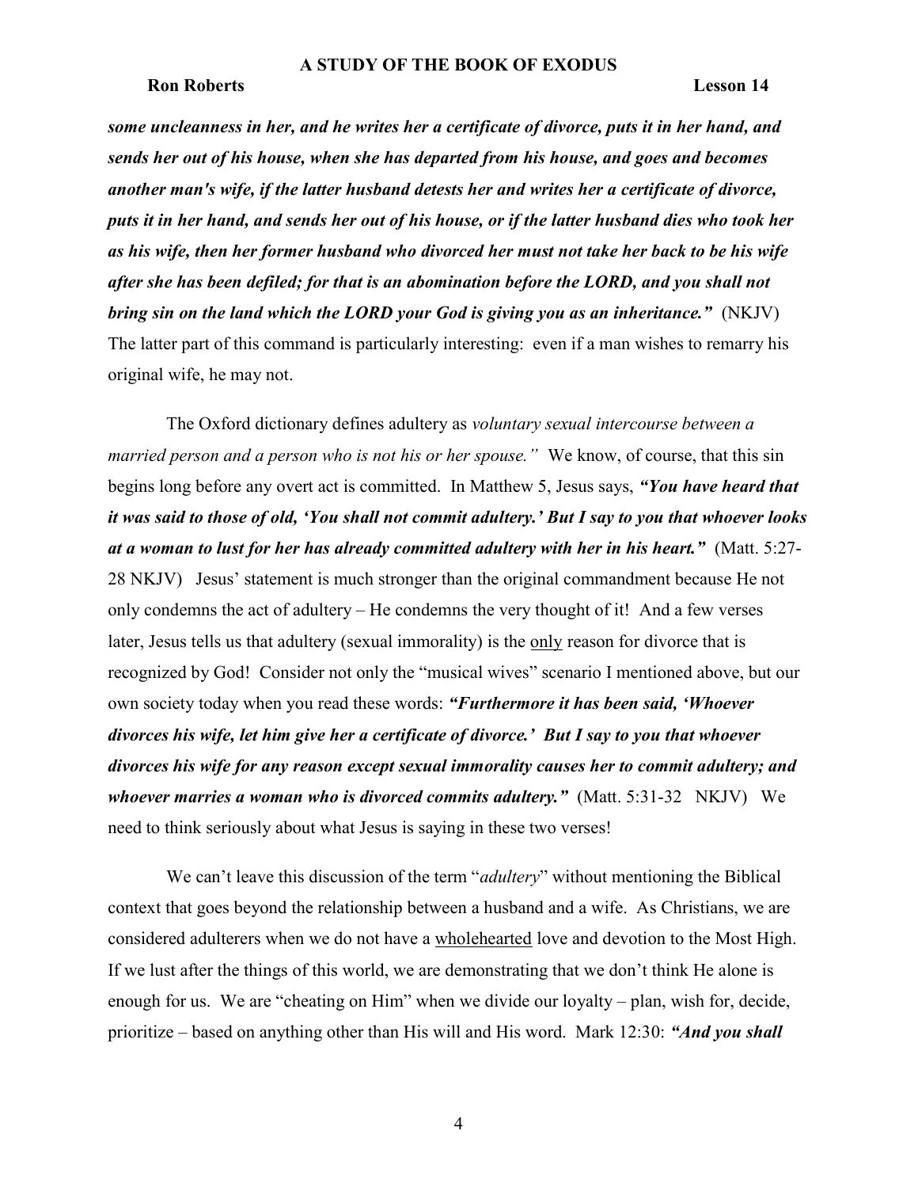***some uncleanness in her, and he writes her a certificate of divorce, puts it in her hand, and sends her out of his house, when she has departed from his house, and goes and becomes another man's wife, if the latter husband detests her and writes her a certificate of divorce, puts it in her hand, and sends her out of his house, or if the latter husband dies who took her as his wife, then her former husband who divorced her must not take her back to be his wife after she has been defiled; for that is an abomination before the LORD, and you shall not bring sin on the land which the LORD your God is giving you as an inheritance."*** (NKJV) The latter part of this command is particularly interesting: even if a man wishes to remarry his original wife, he may not.

The Oxford dictionary defines adultery as *voluntary sexual intercourse between a married person and a person who is not his or her spouse."* We know, of course, that this sin begins long before any overt act is committed. In Matthew 5, Jesus says, ***"You have heard that it was said to those of old, 'You shall not commit adultery.' But I say to you that whoever looks at a woman to lust for her has already committed adultery with her in his heart."*** (Matt. 5:27-28 NKJV) Jesus' statement is much stronger than the original commandment because He not only condemns the act of adultery – He condemns the very thought of it! And a few verses later, Jesus tells us that adultery (sexual immorality) is the <u>only</u> reason for divorce that is recognized by God! Consider not only the "musical wives" scenario I mentioned above, but our own society today when you read these words: ***"Furthermore it has been said, 'Whoever divorces his wife, let him give her a certificate of divorce.' But I say to you that whoever divorces his wife for any reason except sexual immorality causes her to commit adultery; and whoever marries a woman who is divorced commits adultery."*** (Matt. 5:31-32 NKJV) We need to think seriously about what Jesus is saying in these two verses!

We can't leave this discussion of the term "*adultery*" without mentioning the Biblical context that goes beyond the relationship between a husband and a wife. As Christians, we are considered adulterers when we do not have a <u>wholehearted</u> love and devotion to the Most High. If we lust after the things of this world, we are demonstrating that we don't think He alone is enough for us. We are "cheating on Him" when we divide our loyalty – plan, wish for, decide, prioritize – based on anything other than His will and His word. Mark 12:30: ***"And you shall***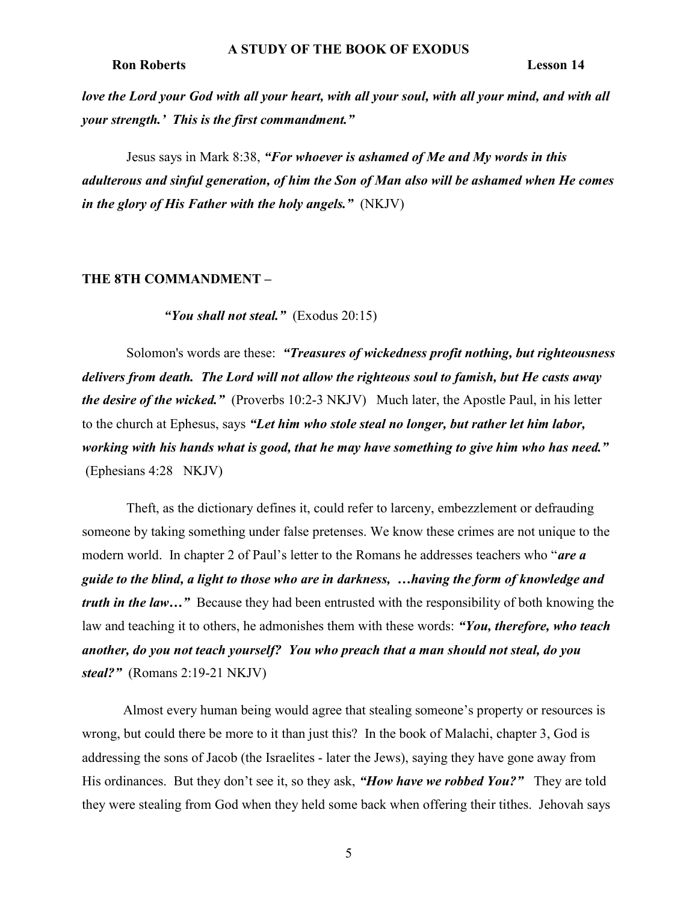***love the Lord your God with all your heart, with all your soul, with all your mind, and with all your strength.' This is the first commandment."***

Jesus says in Mark 8:38, ***"For whoever is ashamed of Me and My words in this adulterous and sinful generation, of him the Son of Man also will be ashamed when He comes in the glory of His Father with the holy angels."*** (NKJV)

## THE 8TH COMMANDMENT –

***"You shall not steal."*** (Exodus 20:15)

Solomon's words are these: ***"Treasures of wickedness profit nothing, but righteousness delivers from death. The Lord will not allow the righteous soul to famish, but He casts away the desire of the wicked."*** (Proverbs 10:2-3 NKJV) Much later, the Apostle Paul, in his letter to the church at Ephesus, says ***"Let him who stole steal no longer, but rather let him labor, working with his hands what is good, that he may have something to give him who has need."*** (Ephesians 4:28 NKJV)

Theft, as the dictionary defines it, could refer to larceny, embezzlement or defrauding someone by taking something under false pretenses. We know these crimes are not unique to the modern world. In chapter 2 of Paul's letter to the Romans he addresses teachers who "***are a guide to the blind, a light to those who are in darkness, …having the form of knowledge and truth in the law…"*** Because they had been entrusted with the responsibility of both knowing the law and teaching it to others, he admonishes them with these words: ***"You, therefore, who teach another, do you not teach yourself? You who preach that a man should not steal, do you steal?"*** (Romans 2:19-21 NKJV)

Almost every human being would agree that stealing someone's property or resources is wrong, but could there be more to it than just this? In the book of Malachi, chapter 3, God is addressing the sons of Jacob (the Israelites - later the Jews), saying they have gone away from His ordinances. But they don't see it, so they ask, ***"How have we robbed You?"*** They are told they were stealing from God when they held some back when offering their tithes. Jehovah says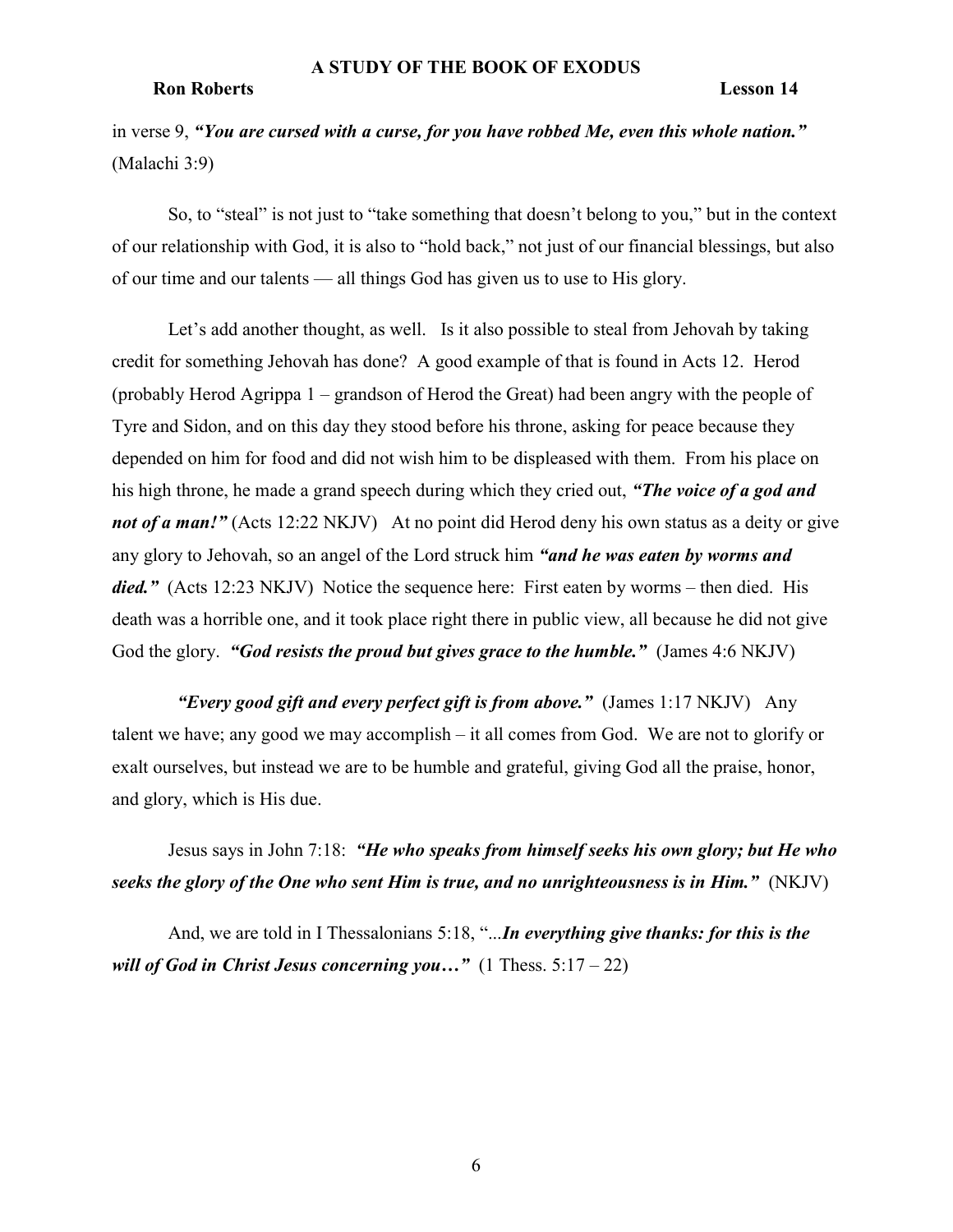in verse 9, ***"You are cursed with a curse, for you have robbed Me, even this whole nation."*** (Malachi 3:9)

So, to "steal" is not just to "take something that doesn't belong to you," but in the context of our relationship with God, it is also to "hold back," not just of our financial blessings, but also of our time and our talents — all things God has given us to use to His glory.

Let's add another thought, as well. Is it also possible to steal from Jehovah by taking credit for something Jehovah has done? A good example of that is found in Acts 12. Herod (probably Herod Agrippa 1 – grandson of Herod the Great) had been angry with the people of Tyre and Sidon, and on this day they stood before his throne, asking for peace because they depended on him for food and did not wish him to be displeased with them. From his place on his high throne, he made a grand speech during which they cried out, ***"The voice of a god and not of a man!"*** (Acts 12:22 NKJV) At no point did Herod deny his own status as a deity or give any glory to Jehovah, so an angel of the Lord struck him ***"and he was eaten by worms and died."*** (Acts 12:23 NKJV) Notice the sequence here: First eaten by worms – then died. His death was a horrible one, and it took place right there in public view, all because he did not give God the glory. ***"God resists the proud but gives grace to the humble."*** (James 4:6 NKJV)

***"Every good gift and every perfect gift is from above."*** (James 1:17 NKJV) Any talent we have; any good we may accomplish – it all comes from God. We are not to glorify or exalt ourselves, but instead we are to be humble and grateful, giving God all the praise, honor, and glory, which is His due.

Jesus says in John 7:18: ***"He who speaks from himself seeks his own glory; but He who seeks the glory of the One who sent Him is true, and no unrighteousness is in Him."*** (NKJV)

And, we are told in I Thessalonians 5:18, "...***In everything give thanks: for this is the will of God in Christ Jesus concerning you…"*** (1 Thess. 5:17 – 22)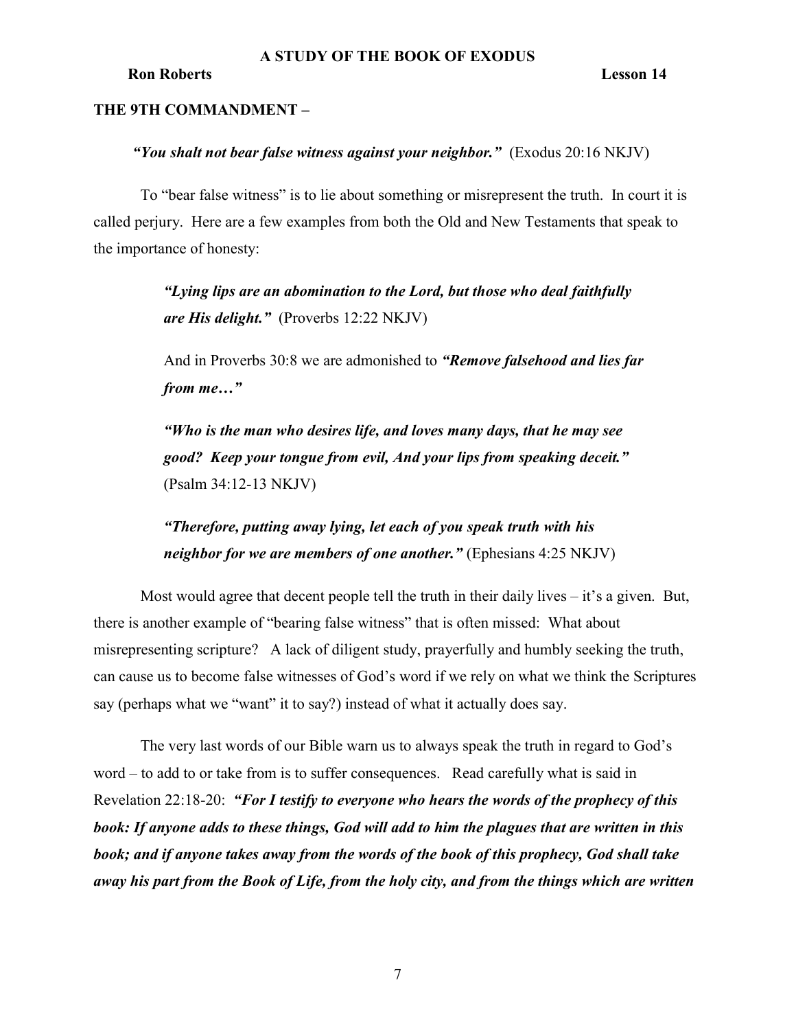## THE 9TH COMMANDMENT –

***"You shalt not bear false witness against your neighbor."*** (Exodus 20:16 NKJV)

To "bear false witness" is to lie about something or misrepresent the truth. In court it is called perjury. Here are a few examples from both the Old and New Testaments that speak to the importance of honesty:

> ***"Lying lips are an abomination to the Lord, but those who deal faithfully are His delight."*** (Proverbs 12:22 NKJV)
>
> And in Proverbs 30:8 we are admonished to ***"Remove falsehood and lies far from me…"***
>
> ***"Who is the man who desires life, and loves many days, that he may see good? Keep your tongue from evil, And your lips from speaking deceit."*** (Psalm 34:12-13 NKJV)
>
> ***"Therefore, putting away lying, let each of you speak truth with his neighbor for we are members of one another."*** (Ephesians 4:25 NKJV)

Most would agree that decent people tell the truth in their daily lives – it's a given. But, there is another example of "bearing false witness" that is often missed: What about misrepresenting scripture? A lack of diligent study, prayerfully and humbly seeking the truth, can cause us to become false witnesses of God's word if we rely on what we think the Scriptures say (perhaps what we "want" it to say?) instead of what it actually does say.

The very last words of our Bible warn us to always speak the truth in regard to God's word – to add to or take from is to suffer consequences. Read carefully what is said in Revelation 22:18-20: ***"For I testify to everyone who hears the words of the prophecy of this book: If anyone adds to these things, God will add to him the plagues that are written in this book; and if anyone takes away from the words of the book of this prophecy, God shall take away his part from the Book of Life, from the holy city, and from the things which are written***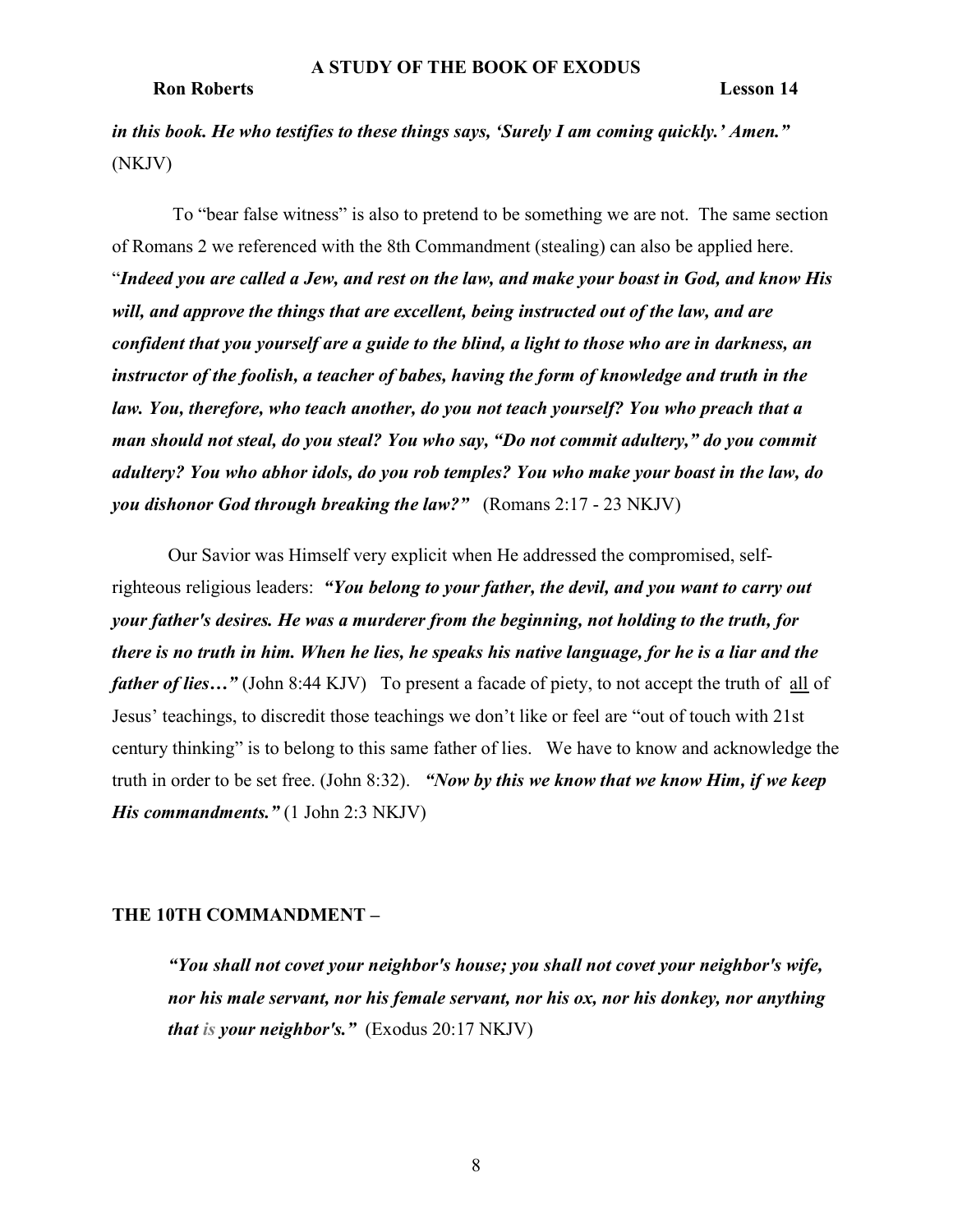***in this book. He who testifies to these things says, 'Surely I am coming quickly.' Amen."*** (NKJV)

To "bear false witness" is also to pretend to be something we are not. The same section of Romans 2 we referenced with the 8th Commandment (stealing) can also be applied here. "***Indeed you are called a Jew, and rest on the law, and make your boast in God, and know His will, and approve the things that are excellent, being instructed out of the law, and are confident that you yourself are a guide to the blind, a light to those who are in darkness, an instructor of the foolish, a teacher of babes, having the form of knowledge and truth in the law. You, therefore, who teach another, do you not teach yourself? You who preach that a man should not steal, do you steal? You who say, "Do not commit adultery," do you commit adultery? You who abhor idols, do you rob temples? You who make your boast in the law, do you dishonor God through breaking the law?"*** (Romans 2:17 - 23 NKJV)

Our Savior was Himself very explicit when He addressed the compromised, self-righteous religious leaders: ***"You belong to your father, the devil, and you want to carry out your father's desires. He was a murderer from the beginning, not holding to the truth, for there is no truth in him. When he lies, he speaks his native language, for he is a liar and the father of lies…"*** (John 8:44 KJV) To present a facade of piety, to not accept the truth of <u>all</u> of Jesus' teachings, to discredit those teachings we don't like or feel are "out of touch with 21st century thinking" is to belong to this same father of lies. We have to know and acknowledge the truth in order to be set free. (John 8:32). ***"Now by this we know that we know Him, if we keep His commandments."*** (1 John 2:3 NKJV)

**THE 10TH COMMANDMENT –**

> ***"You shall not covet your neighbor's house; you shall not covet your neighbor's wife, nor his male servant, nor his female servant, nor his ox, nor his donkey, nor anything that is your neighbor's."*** (Exodus 20:17 NKJV)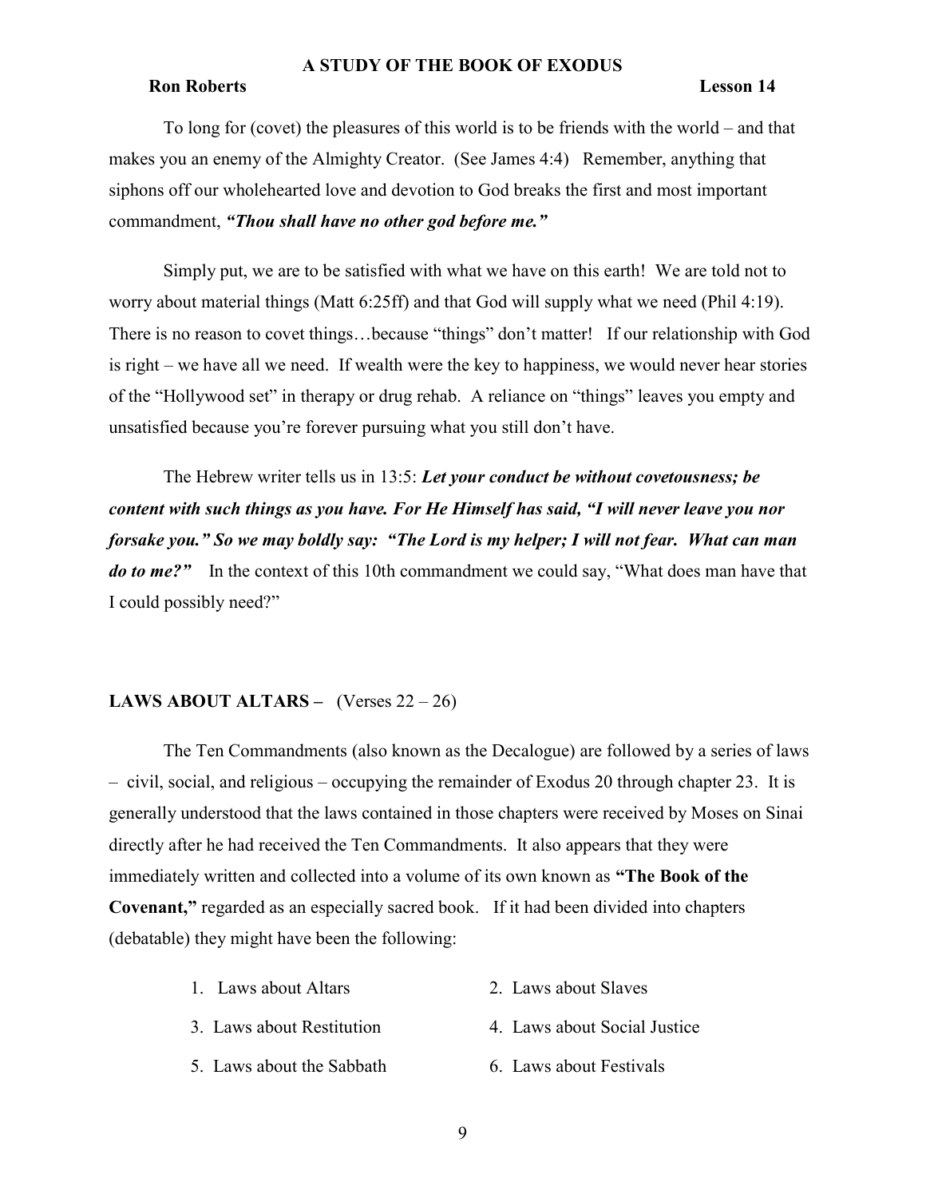To long for (covet) the pleasures of this world is to be friends with the world – and that makes you an enemy of the Almighty Creator. (See James 4:4) Remember, anything that siphons off our wholehearted love and devotion to God breaks the first and most important commandment, ***"Thou shall have no other god before me."***

Simply put, we are to be satisfied with what we have on this earth! We are told not to worry about material things (Matt 6:25ff) and that God will supply what we need (Phil 4:19). There is no reason to covet things…because "things" don't matter! If our relationship with God is right – we have all we need. If wealth were the key to happiness, we would never hear stories of the "Hollywood set" in therapy or drug rehab. A reliance on "things" leaves you empty and unsatisfied because you're forever pursuing what you still don't have.

The Hebrew writer tells us in 13:5: ***Let your conduct be without covetousness; be content with such things as you have. For He Himself has said, "I will never leave you nor forsake you." So we may boldly say: "The Lord is my helper; I will not fear. What can man do to me?"*** In the context of this 10th commandment we could say, "What does man have that I could possibly need?"

**LAWS ABOUT ALTARS –** (Verses 22 – 26)

The Ten Commandments (also known as the Decalogue) are followed by a series of laws – civil, social, and religious – occupying the remainder of Exodus 20 through chapter 23. It is generally understood that the laws contained in those chapters were received by Moses on Sinai directly after he had received the Ten Commandments. It also appears that they were immediately written and collected into a volume of its own known as **"The Book of the Covenant,"** regarded as an especially sacred book. If it had been divided into chapters (debatable) they might have been the following:

1. Laws about Altars
2. Laws about Slaves
3. Laws about Restitution
4. Laws about Social Justice
5. Laws about the Sabbath
6. Laws about Festivals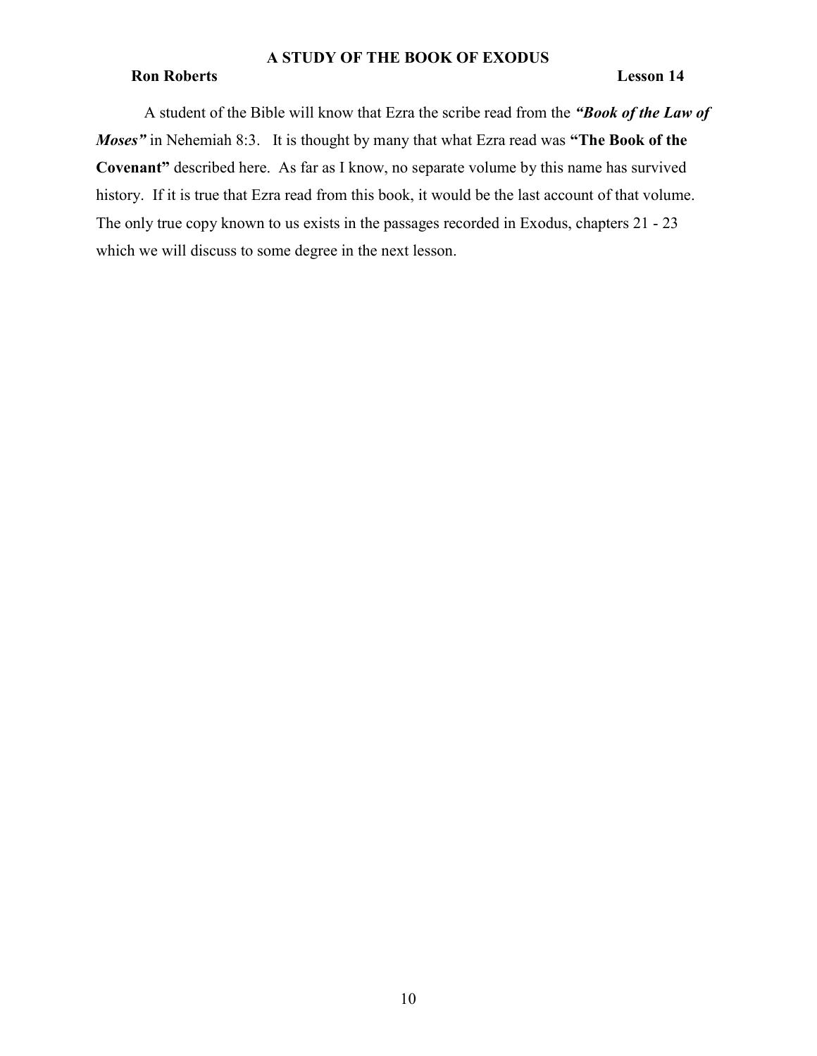A student of the Bible will know that Ezra the scribe read from the ***"Book of the Law of Moses"*** in Nehemiah 8:3. It is thought by many that what Ezra read was **"The Book of the Covenant"** described here. As far as I know, no separate volume by this name has survived history. If it is true that Ezra read from this book, it would be the last account of that volume. The only true copy known to us exists in the passages recorded in Exodus, chapters 21 - 23 which we will discuss to some degree in the next lesson.